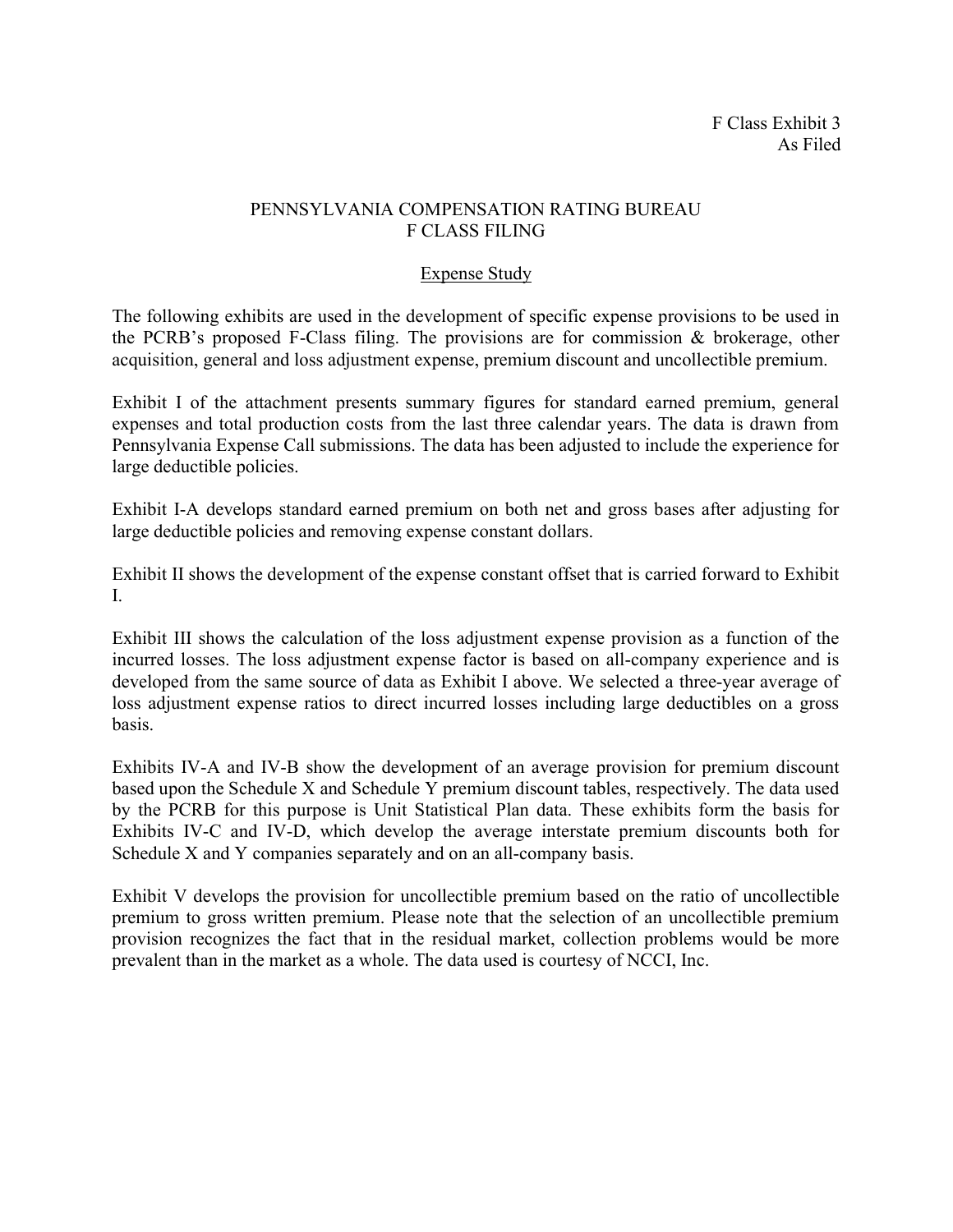F Class Exhibit 3
As Filed

# PENNSYLVANIA COMPENSATION RATING BUREAU
# F CLASS FILING

## Expense Study

The following exhibits are used in the development of specific expense provisions to be used in the PCRB's proposed F-Class filing. The provisions are for commission & brokerage, other acquisition, general and loss adjustment expense, premium discount and uncollectible premium.

Exhibit I of the attachment presents summary figures for standard earned premium, general expenses and total production costs from the last three calendar years. The data is drawn from Pennsylvania Expense Call submissions. The data has been adjusted to include the experience for large deductible policies.

Exhibit I-A develops standard earned premium on both net and gross bases after adjusting for large deductible policies and removing expense constant dollars.

Exhibit II shows the development of the expense constant offset that is carried forward to Exhibit I.

Exhibit III shows the calculation of the loss adjustment expense provision as a function of the incurred losses. The loss adjustment expense factor is based on all-company experience and is developed from the same source of data as Exhibit I above. We selected a three-year average of loss adjustment expense ratios to direct incurred losses including large deductibles on a gross basis.

Exhibits IV-A and IV-B show the development of an average provision for premium discount based upon the Schedule X and Schedule Y premium discount tables, respectively. The data used by the PCRB for this purpose is Unit Statistical Plan data. These exhibits form the basis for Exhibits IV-C and IV-D, which develop the average interstate premium discounts both for Schedule X and Y companies separately and on an all-company basis.

Exhibit V develops the provision for uncollectible premium based on the ratio of uncollectible premium to gross written premium. Please note that the selection of an uncollectible premium provision recognizes the fact that in the residual market, collection problems would be more prevalent than in the market as a whole. The data used is courtesy of NCCI, Inc.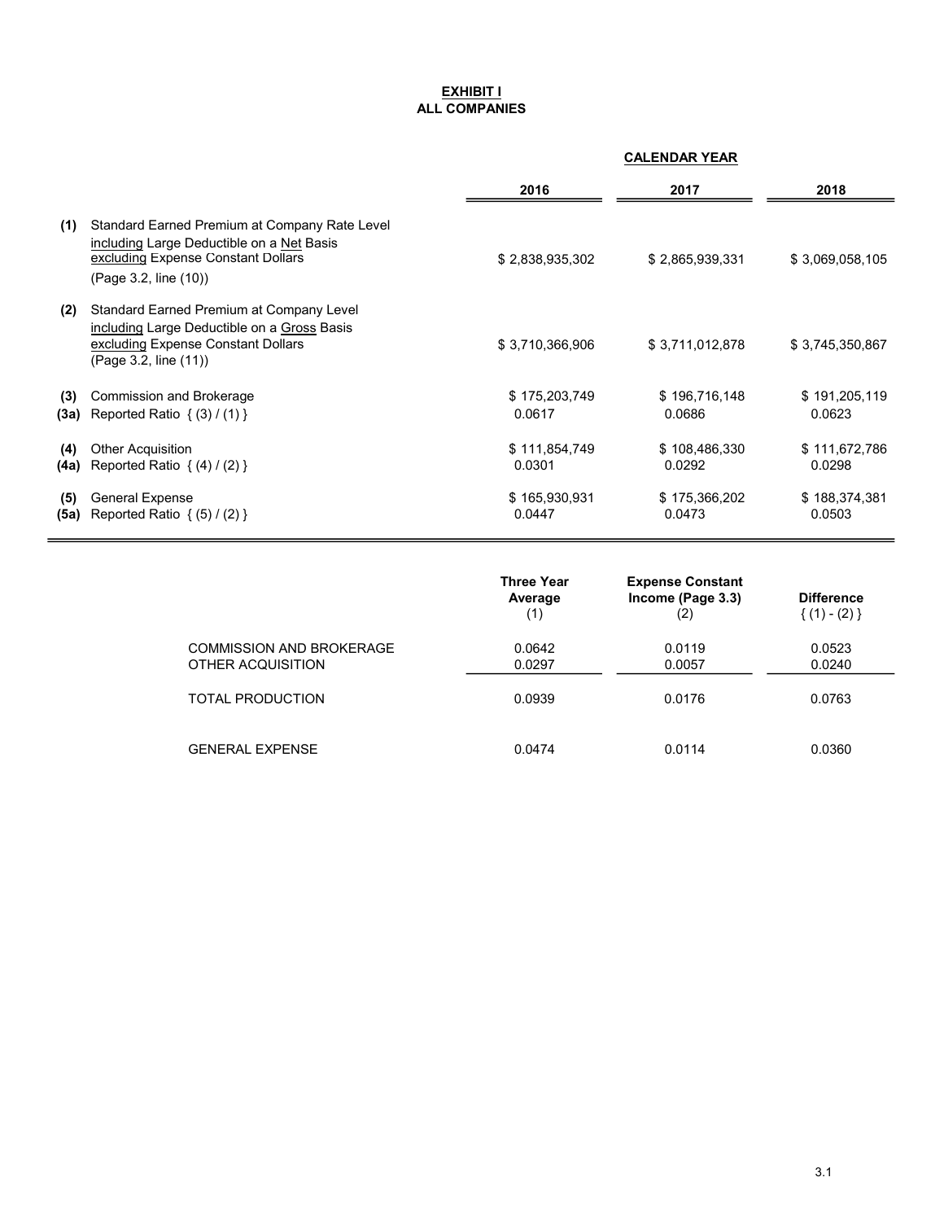# EXHIBIT I
## ALL COMPANIES

| | | CALENDAR YEAR | | |
|---|---|---|---|---|
| | | **2016** | **2017** | **2018** |
| **(1)** | Standard Earned Premium at Company Rate Level including Large Deductible on a Net Basis excluding Expense Constant Dollars (Page 3.2, line (10)) | $ 2,838,935,302 | $ 2,865,939,331 | $ 3,069,058,105 |
| **(2)** | Standard Earned Premium at Company Level including Large Deductible on a Gross Basis excluding Expense Constant Dollars (Page 3.2, line (11)) | $ 3,710,366,906 | $ 3,711,012,878 | $ 3,745,350,867 |
| **(3)** | Commission and Brokerage | $ 175,203,749 | $ 196,716,148 | $ 191,205,119 |
| **(3a)** | Reported Ratio { (3) / (1) } | 0.0617 | 0.0686 | 0.0623 |
| **(4)** | Other Acquisition | $ 111,854,749 | $ 108,486,330 | $ 111,672,786 |
| **(4a)** | Reported Ratio { (4) / (2) } | 0.0301 | 0.0292 | 0.0298 |
| **(5)** | General Expense | $ 165,930,931 | $ 175,366,202 | $ 188,374,381 |
| **(5a)** | Reported Ratio { (5) / (2) } | 0.0447 | 0.0473 | 0.0503 |

| | **Three Year Average** (1) | **Expense Constant Income (Page 3.3)** (2) | **Difference** { (1) - (2) } |
|---|---|---|---|
| COMMISSION AND BROKERAGE | 0.0642 | 0.0119 | 0.0523 |
| OTHER ACQUISITION | 0.0297 | 0.0057 | 0.0240 |
| TOTAL PRODUCTION | 0.0939 | 0.0176 | 0.0763 |
| GENERAL EXPENSE | 0.0474 | 0.0114 | 0.0360 |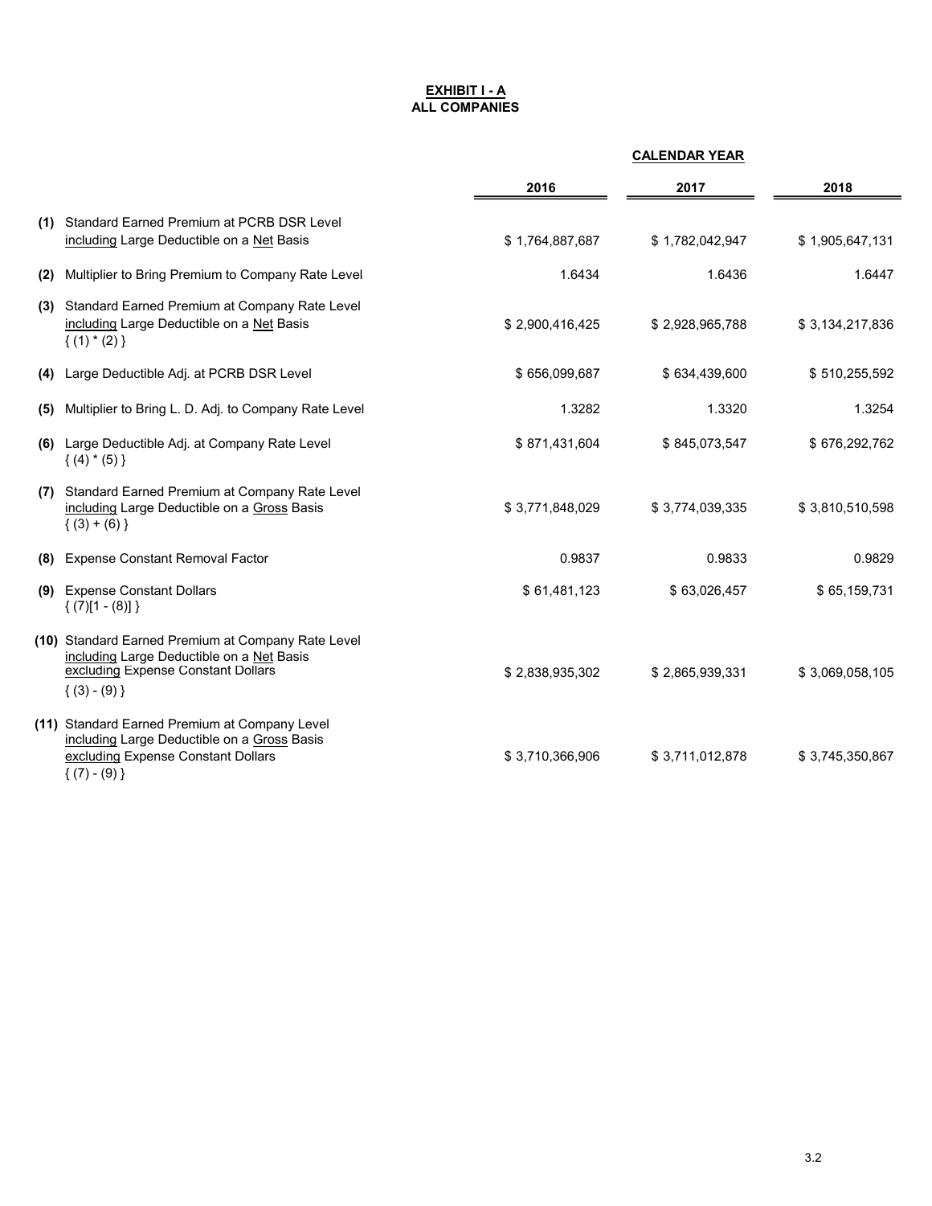**EXHIBIT I - A**
**ALL COMPANIES**

| | | CALENDAR YEAR | | |
|---|---|---|---|---|
| | | **2016** | **2017** | **2018** |
| **(1)** | Standard Earned Premium at PCRB DSR Level including Large Deductible on a Net Basis | $ 1,764,887,687 | $ 1,782,042,947 | $ 1,905,647,131 |
| **(2)** | Multiplier to Bring Premium to Company Rate Level | 1.6434 | 1.6436 | 1.6447 |
| **(3)** | Standard Earned Premium at Company Rate Level including Large Deductible on a Net Basis { (1) * (2) } | $ 2,900,416,425 | $ 2,928,965,788 | $ 3,134,217,836 |
| **(4)** | Large Deductible Adj. at PCRB DSR Level | $ 656,099,687 | $ 634,439,600 | $ 510,255,592 |
| **(5)** | Multiplier to Bring L. D. Adj. to Company Rate Level | 1.3282 | 1.3320 | 1.3254 |
| **(6)** | Large Deductible Adj. at Company Rate Level { (4) * (5) } | $ 871,431,604 | $ 845,073,547 | $ 676,292,762 |
| **(7)** | Standard Earned Premium at Company Rate Level including Large Deductible on a Gross Basis { (3) + (6) } | $ 3,771,848,029 | $ 3,774,039,335 | $ 3,810,510,598 |
| **(8)** | Expense Constant Removal Factor | 0.9837 | 0.9833 | 0.9829 |
| **(9)** | Expense Constant Dollars { (7)[1 - (8)] } | $ 61,481,123 | $ 63,026,457 | $ 65,159,731 |
| **(10)** | Standard Earned Premium at Company Rate Level including Large Deductible on a Net Basis excluding Expense Constant Dollars { (3) - (9) } | $ 2,838,935,302 | $ 2,865,939,331 | $ 3,069,058,105 |
| **(11)** | Standard Earned Premium at Company Level including Large Deductible on a Gross Basis excluding Expense Constant Dollars { (7) - (9) } | $ 3,710,366,906 | $ 3,711,012,878 | $ 3,745,350,867 |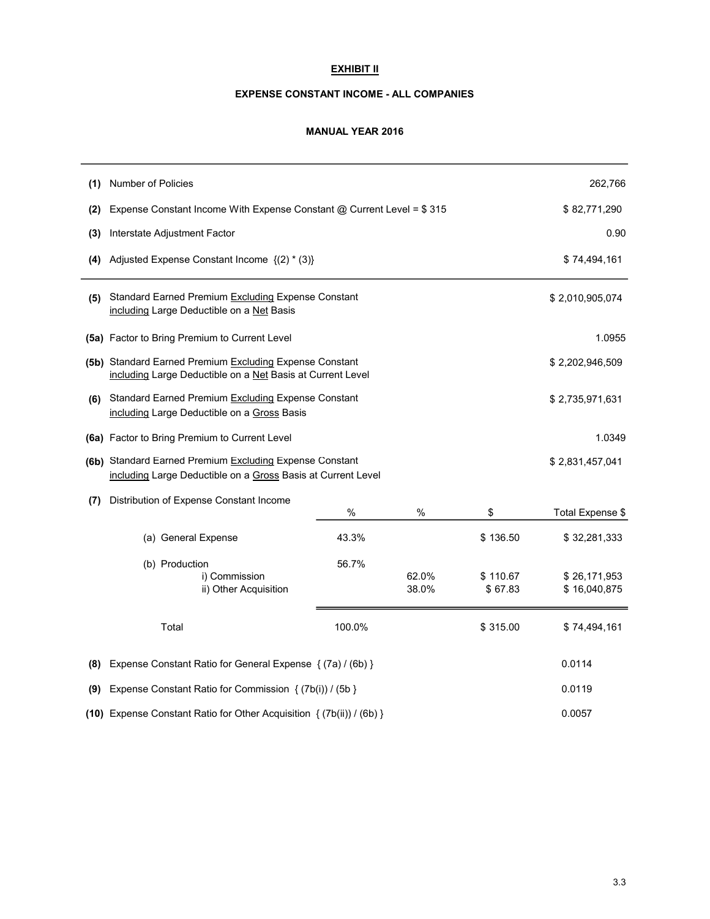# EXHIBIT II

## EXPENSE CONSTANT INCOME - ALL COMPANIES

### MANUAL YEAR 2016

| | | | | | |
|---|---|---|---|---|---|
| **(1)** | Number of Policies | | | | 262,766 |
| **(2)** | Expense Constant Income With Expense Constant @ Current Level = $ 315 | | | | $ 82,771,290 |
| **(3)** | Interstate Adjustment Factor | | | | 0.90 |
| **(4)** | Adjusted Expense Constant Income {(2) * (3)} | | | | $ 74,494,161 |
| **(5)** | Standard Earned Premium Excluding Expense Constant including Large Deductible on a Net Basis | | | | $ 2,010,905,074 |
| **(5a)** | Factor to Bring Premium to Current Level | | | | 1.0955 |
| **(5b)** | Standard Earned Premium Excluding Expense Constant including Large Deductible on a Net Basis at Current Level | | | | $ 2,202,946,509 |
| **(6)** | Standard Earned Premium Excluding Expense Constant including Large Deductible on a Gross Basis | | | | $ 2,735,971,631 |
| **(6a)** | Factor to Bring Premium to Current Level | | | | 1.0349 |
| **(6b)** | Standard Earned Premium Excluding Expense Constant including Large Deductible on a Gross Basis at Current Level | | | | $ 2,831,457,041 |
| **(7)** | Distribution of Expense Constant Income | % | % | $ | Total Expense $ |
| | (a) General Expense | 43.3% | | $ 136.50 | $ 32,281,333 |
| | (b) Production | 56.7% | | | |
| | i) Commission | | 62.0% | $ 110.67 | $ 26,171,953 |
| | ii) Other Acquisition | | 38.0% | $ 67.83 | $ 16,040,875 |
| | Total | 100.0% | | $ 315.00 | $ 74,494,161 |
| **(8)** | Expense Constant Ratio for General Expense { (7a) / (6b) } | | | | 0.0114 |
| **(9)** | Expense Constant Ratio for Commission { (7b(i)) / (5b } | | | | 0.0119 |
| **(10)** | Expense Constant Ratio for Other Acquisition { (7b(ii)) / (6b) } | | | | 0.0057 |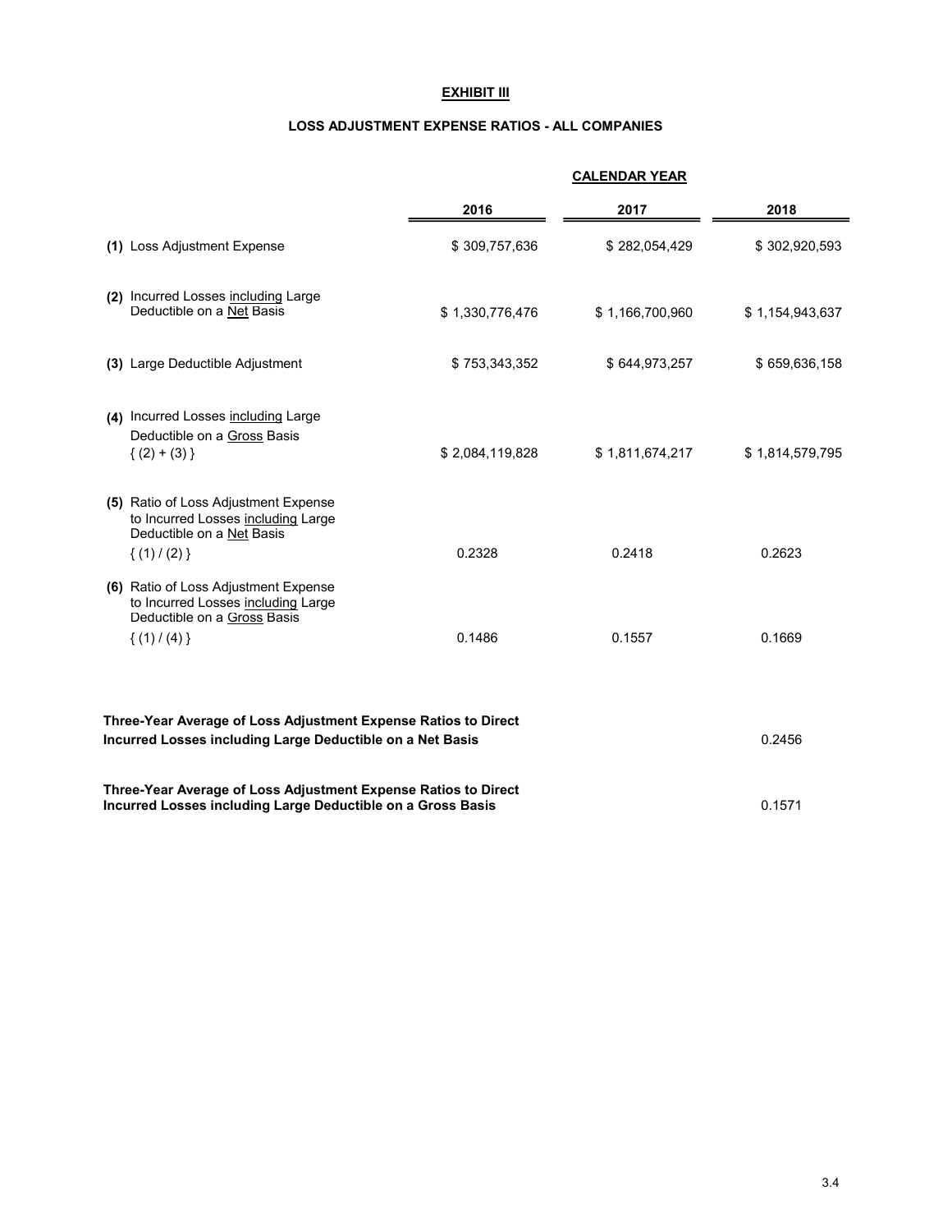**EXHIBIT III**

**LOSS ADJUSTMENT EXPENSE RATIOS - ALL COMPANIES**

| | CALENDAR YEAR | | |
|---|---|---|---|
| | **2016** | **2017** | **2018** |
| **(1)** Loss Adjustment Expense | $ 309,757,636 | $ 282,054,429 | $ 302,920,593 |
| **(2)** Incurred Losses including Large Deductible on a Net Basis | $ 1,330,776,476 | $ 1,166,700,960 | $ 1,154,943,637 |
| **(3)** Large Deductible Adjustment | $ 753,343,352 | $ 644,973,257 | $ 659,636,158 |
| **(4)** Incurred Losses including Large Deductible on a Gross Basis { (2) + (3) } | $ 2,084,119,828 | $ 1,811,674,217 | $ 1,814,579,795 |
| **(5)** Ratio of Loss Adjustment Expense to Incurred Losses including Large Deductible on a Net Basis { (1) / (2) } | 0.2328 | 0.2418 | 0.2623 |
| **(6)** Ratio of Loss Adjustment Expense to Incurred Losses including Large Deductible on a Gross Basis { (1) / (4) } | 0.1486 | 0.1557 | 0.1669 |

| | |
|---|---|
| **Three-Year Average of Loss Adjustment Expense Ratios to Direct Incurred Losses including Large Deductible on a Net Basis** | 0.2456 |
| **Three-Year Average of Loss Adjustment Expense Ratios to Direct Incurred Losses including Large Deductible on a Gross Basis** | 0.1571 |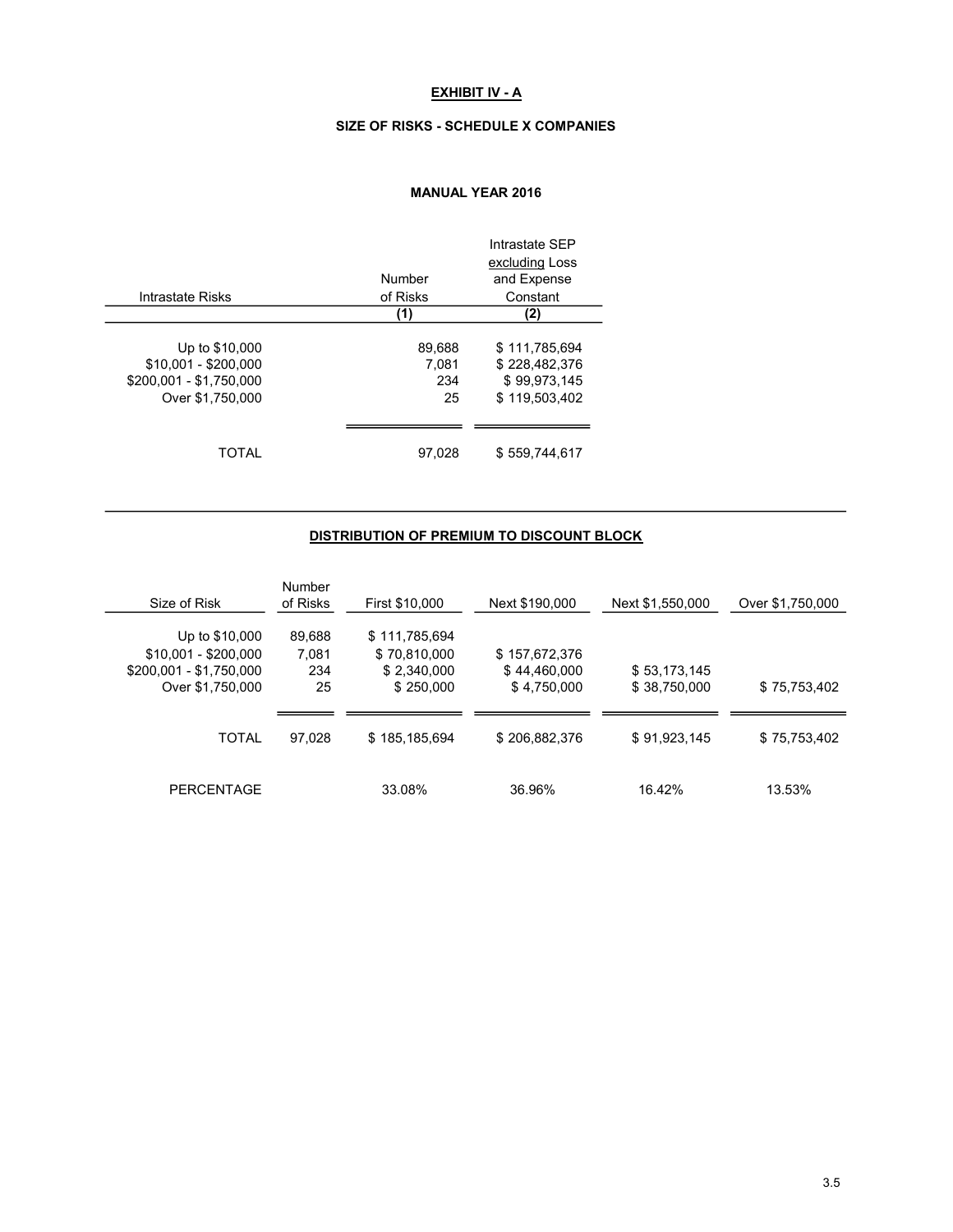# EXHIBIT IV - A

## SIZE OF RISKS - SCHEDULE X COMPANIES

### MANUAL YEAR 2016

| Intrastate Risks | Number of Risks | Intrastate SEP excluding Loss and Expense Constant |
|---|---|---|
| | (1) | (2) |
| Up to $10,000 | 89,688 | $ 111,785,694 |
| $10,001 - $200,000 | 7,081 | $ 228,482,376 |
| $200,001 - $1,750,000 | 234 | $ 99,973,145 |
| Over $1,750,000 | 25 | $ 119,503,402 |
| TOTAL | 97,028 | $ 559,744,617 |

## DISTRIBUTION OF PREMIUM TO DISCOUNT BLOCK

| Size of Risk | Number of Risks | First $10,000 | Next $190,000 | Next $1,550,000 | Over $1,750,000 |
|---|---|---|---|---|---|
| Up to $10,000 | 89,688 | $ 111,785,694 | | | |
| $10,001 - $200,000 | 7,081 | $ 70,810,000 | $ 157,672,376 | | |
| $200,001 - $1,750,000 | 234 | $ 2,340,000 | $ 44,460,000 | $ 53,173,145 | |
| Over $1,750,000 | 25 | $ 250,000 | $ 4,750,000 | $ 38,750,000 | $ 75,753,402 |
| TOTAL | 97,028 | $ 185,185,694 | $ 206,882,376 | $ 91,923,145 | $ 75,753,402 |
| PERCENTAGE | | 33.08% | 36.96% | 16.42% | 13.53% |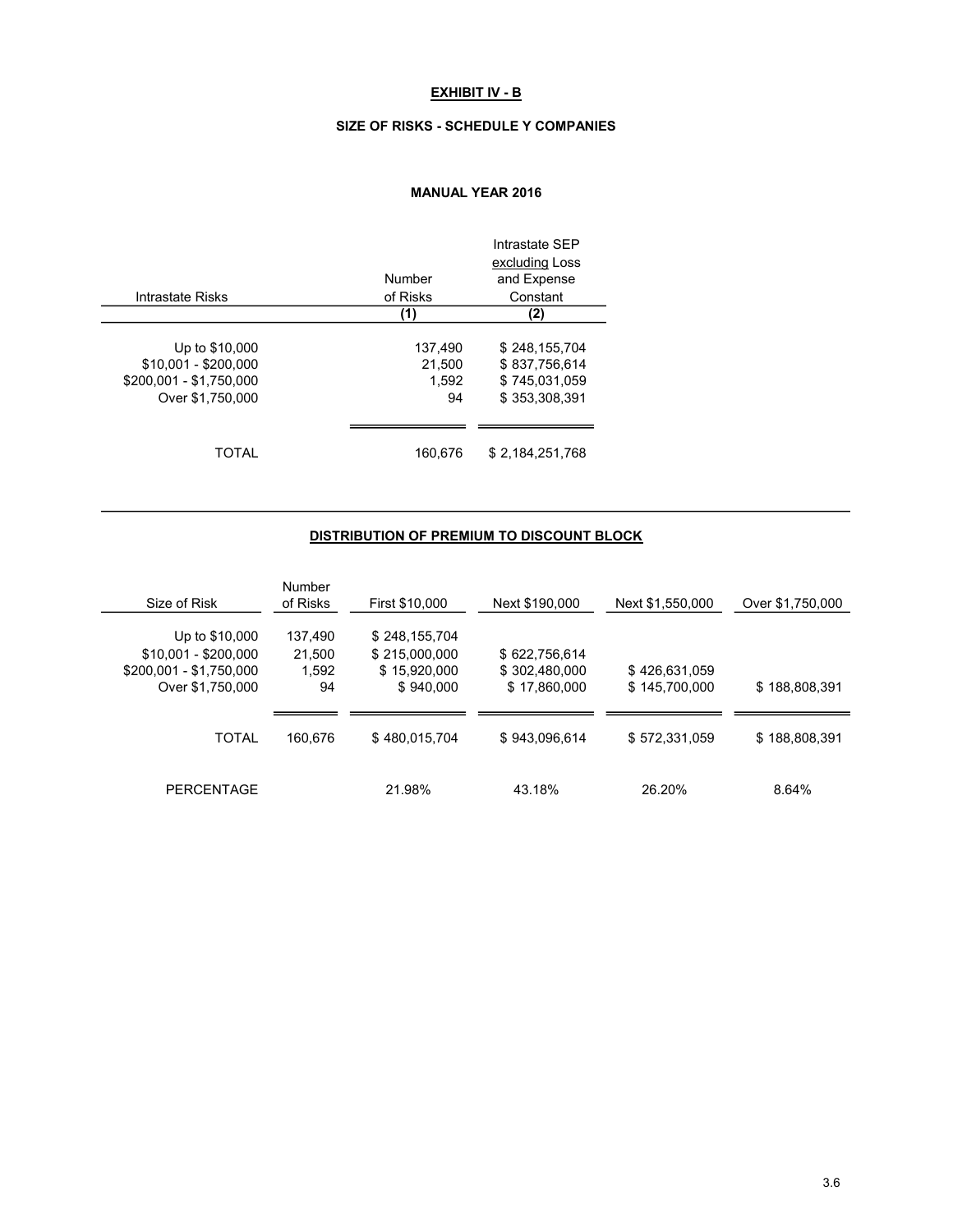# EXHIBIT IV - B

## SIZE OF RISKS - SCHEDULE Y COMPANIES

### MANUAL YEAR 2016

| Intrastate Risks | Number of Risks | Intrastate SEP excluding Loss and Expense Constant |
|---|---|---|
| | (1) | (2) |
| Up to $10,000 | 137,490 | $ 248,155,704 |
| $10,001 - $200,000 | 21,500 | $ 837,756,614 |
| $200,001 - $1,750,000 | 1,592 | $ 745,031,059 |
| Over $1,750,000 | 94 | $ 353,308,391 |
| TOTAL | 160,676 | $ 2,184,251,768 |

## DISTRIBUTION OF PREMIUM TO DISCOUNT BLOCK

| Size of Risk | Number of Risks | First $10,000 | Next $190,000 | Next $1,550,000 | Over $1,750,000 |
|---|---|---|---|---|---|
| Up to $10,000 | 137,490 | $ 248,155,704 | | | |
| $10,001 - $200,000 | 21,500 | $ 215,000,000 | $ 622,756,614 | | |
| $200,001 - $1,750,000 | 1,592 | $ 15,920,000 | $ 302,480,000 | $ 426,631,059 | |
| Over $1,750,000 | 94 | $ 940,000 | $ 17,860,000 | $ 145,700,000 | $ 188,808,391 |
| TOTAL | 160,676 | $ 480,015,704 | $ 943,096,614 | $ 572,331,059 | $ 188,808,391 |
| PERCENTAGE | | 21.98% | 43.18% | 26.20% | 8.64% |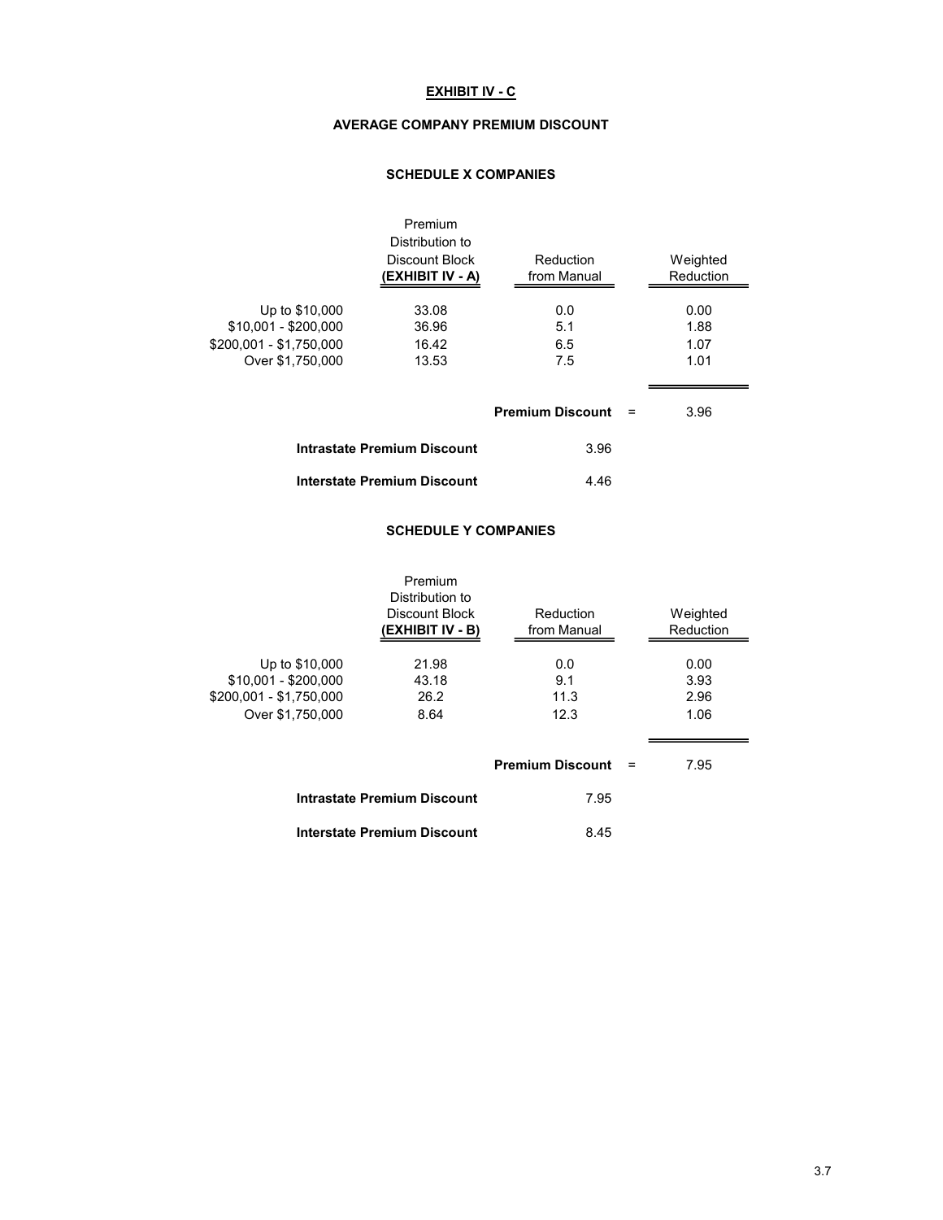# EXHIBIT IV - C

## AVERAGE COMPANY PREMIUM DISCOUNT

### SCHEDULE X COMPANIES

| | Premium Distribution to Discount Block (EXHIBIT IV - A) | Reduction from Manual | | Weighted Reduction |
|---|---|---|---|---|
| Up to $10,000 | 33.08 | 0.0 | | 0.00 |
| $10,001 - $200,000 | 36.96 | 5.1 | | 1.88 |
| $200,001 - $1,750,000 | 16.42 | 6.5 | | 1.07 |
| Over $1,750,000 | 13.53 | 7.5 | | 1.01 |
| | | **Premium Discount** | = | 3.96 |

**Intrastate Premium Discount** 3.96

**Interstate Premium Discount** 4.46

### SCHEDULE Y COMPANIES

| | Premium Distribution to Discount Block (EXHIBIT IV - B) | Reduction from Manual | | Weighted Reduction |
|---|---|---|---|---|
| Up to $10,000 | 21.98 | 0.0 | | 0.00 |
| $10,001 - $200,000 | 43.18 | 9.1 | | 3.93 |
| $200,001 - $1,750,000 | 26.2 | 11.3 | | 2.96 |
| Over $1,750,000 | 8.64 | 12.3 | | 1.06 |
| | | **Premium Discount** | = | 7.95 |

**Intrastate Premium Discount** 7.95

**Interstate Premium Discount** 8.45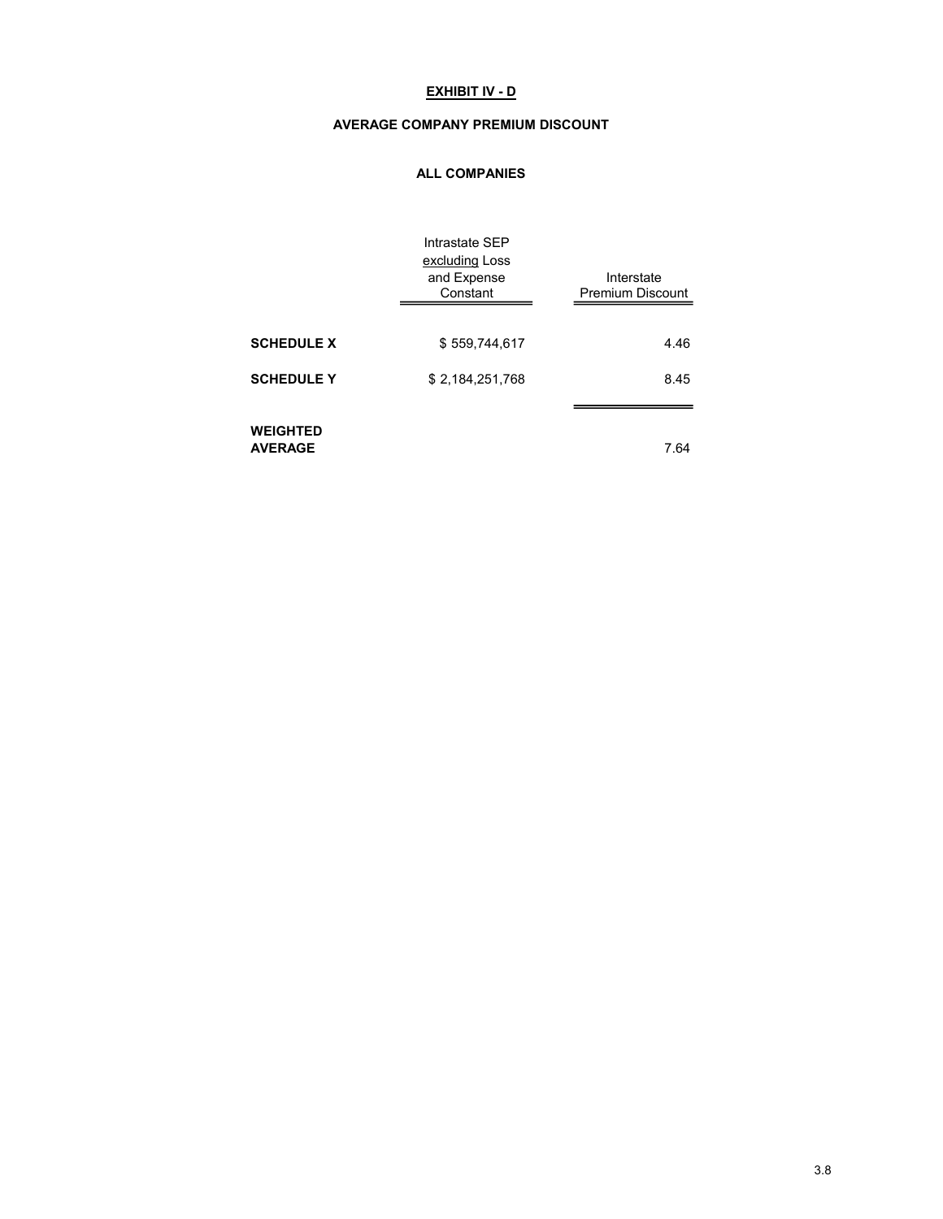**EXHIBIT IV - D**

**AVERAGE COMPANY PREMIUM DISCOUNT**

**ALL COMPANIES**

| | Intrastate SEP excluding Loss and Expense Constant | Interstate Premium Discount |
|---|---|---|
| **SCHEDULE X** | $ 559,744,617 | 4.46 |
| **SCHEDULE Y** | $ 2,184,251,768 | 8.45 |
| **WEIGHTED AVERAGE** | | 7.64 |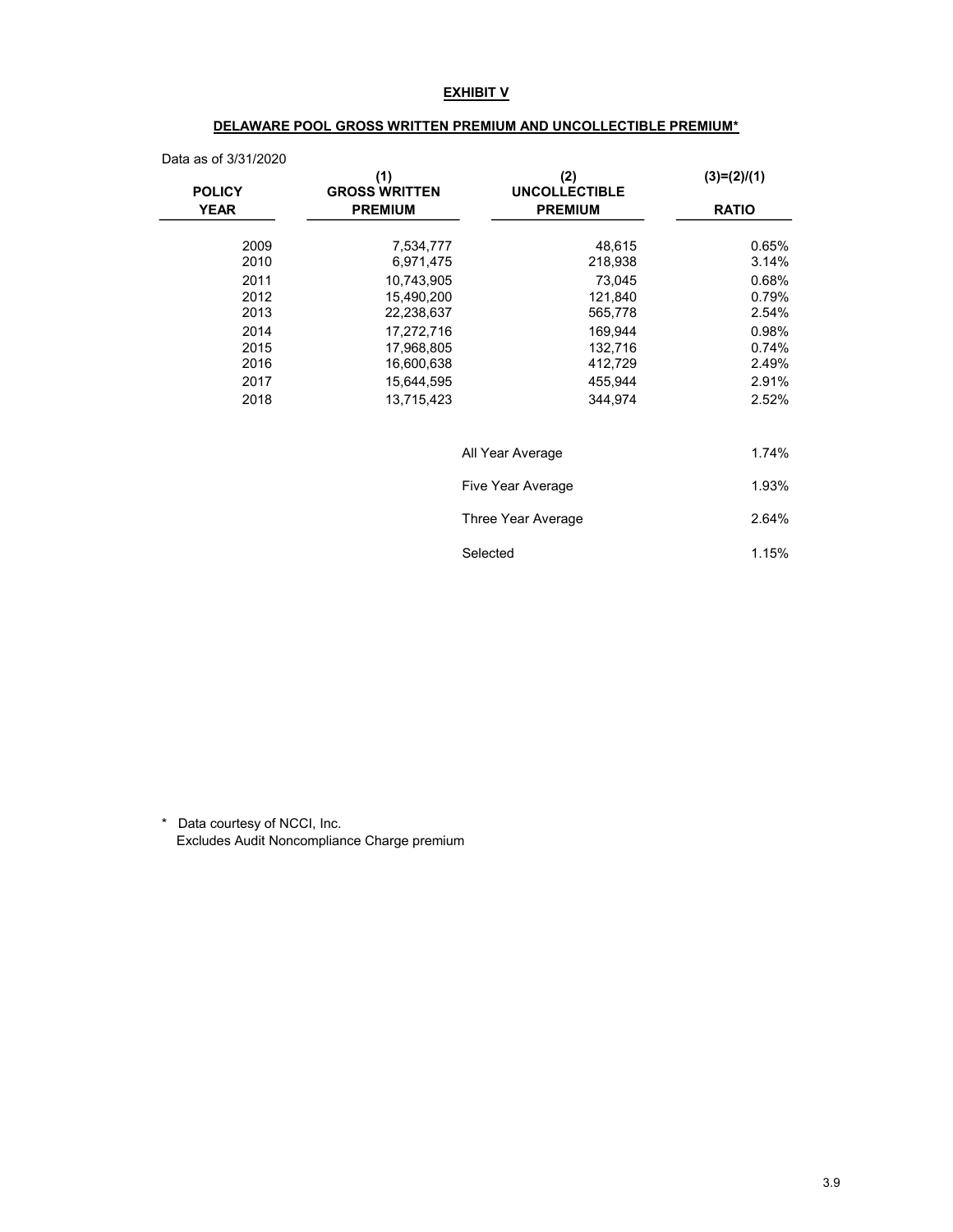**EXHIBIT V**

**DELAWARE POOL GROSS WRITTEN PREMIUM AND UNCOLLECTIBLE PREMIUM***

Data as of 3/31/2020

| POLICY YEAR | (1) GROSS WRITTEN PREMIUM | (2) UNCOLLECTIBLE PREMIUM | (3)=(2)/(1) RATIO |
|---|---|---|---|
| 2009 | 7,534,777 | 48,615 | 0.65% |
| 2010 | 6,971,475 | 218,938 | 3.14% |
| 2011 | 10,743,905 | 73,045 | 0.68% |
| 2012 | 15,490,200 | 121,840 | 0.79% |
| 2013 | 22,238,637 | 565,778 | 2.54% |
| 2014 | 17,272,716 | 169,944 | 0.98% |
| 2015 | 17,968,805 | 132,716 | 0.74% |
| 2016 | 16,600,638 | 412,729 | 2.49% |
| 2017 | 15,644,595 | 455,944 | 2.91% |
| 2018 | 13,715,423 | 344,974 | 2.52% |
| | | All Year Average | 1.74% |
| | | Five Year Average | 1.93% |
| | | Three Year Average | 2.64% |
| | | Selected | 1.15% |

\* Data courtesy of NCCI, Inc.
Excludes Audit Noncompliance Charge premium